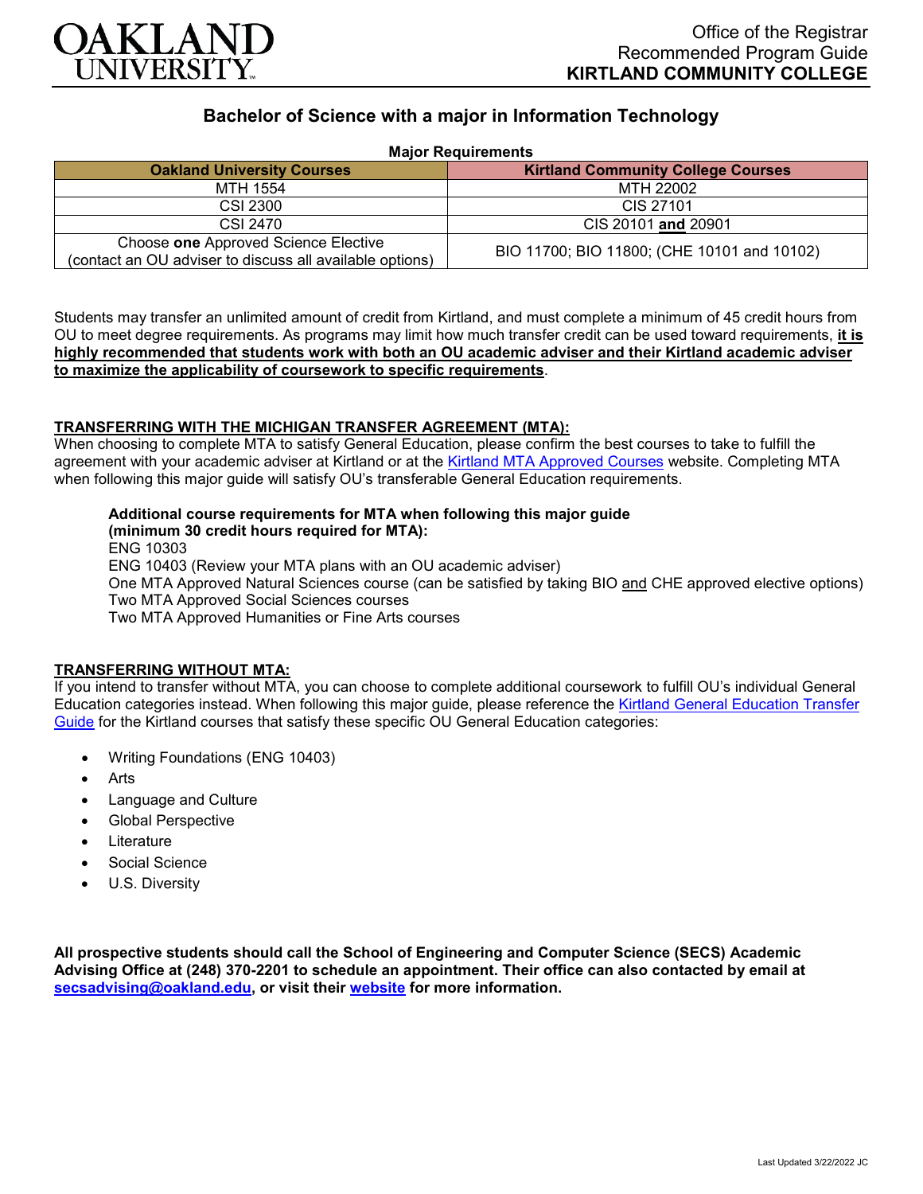Office of the Registrar
Recommended Program Guide
**KIRTLAND COMMUNITY COLLEGE**

## Bachelor of Science with a major in Information Technology

**Major Requirements**

| Oakland University Courses | Kirtland Community College Courses |
|---|---|
| MTH 1554 | MTH 22002 |
| CSI 2300 | CIS 27101 |
| CSI 2470 | CIS 20101 **and** 20901 |
| Choose **one** Approved Science Elective (contact an OU adviser to discuss all available options) | BIO 11700; BIO 11800; (CHE 10101 and 10102) |

Students may transfer an unlimited amount of credit from Kirtland, and must complete a minimum of 45 credit hours from OU to meet degree requirements. As programs may limit how much transfer credit can be used toward requirements, **it is highly recommended that students work with both an OU academic adviser and their Kirtland academic adviser to maximize the applicability of coursework to specific requirements**.

### TRANSFERRING WITH THE MICHIGAN TRANSFER AGREEMENT (MTA):

When choosing to complete MTA to satisfy General Education, please confirm the best courses to take to fulfill the agreement with your academic adviser at Kirtland or at the Kirtland MTA Approved Courses website. Completing MTA when following this major guide will satisfy OU's transferable General Education requirements.

**Additional course requirements for MTA when following this major guide (minimum 30 credit hours required for MTA):**
ENG 10303
ENG 10403 (Review your MTA plans with an OU academic adviser)
One MTA Approved Natural Sciences course (can be satisfied by taking BIO and CHE approved elective options)
Two MTA Approved Social Sciences courses
Two MTA Approved Humanities or Fine Arts courses

### TRANSFERRING WITHOUT MTA:

If you intend to transfer without MTA, you can choose to complete additional coursework to fulfill OU's individual General Education categories instead. When following this major guide, please reference the Kirtland General Education Transfer Guide for the Kirtland courses that satisfy these specific OU General Education categories:

- Writing Foundations (ENG 10403)
- Arts
- Language and Culture
- Global Perspective
- Literature
- Social Science
- U.S. Diversity

**All prospective students should call the School of Engineering and Computer Science (SECS) Academic Advising Office at (248) 370-2201 to schedule an appointment. Their office can also contacted by email at secsadvising@oakland.edu, or visit their website for more information.**

Last Updated 3/22/2022 JC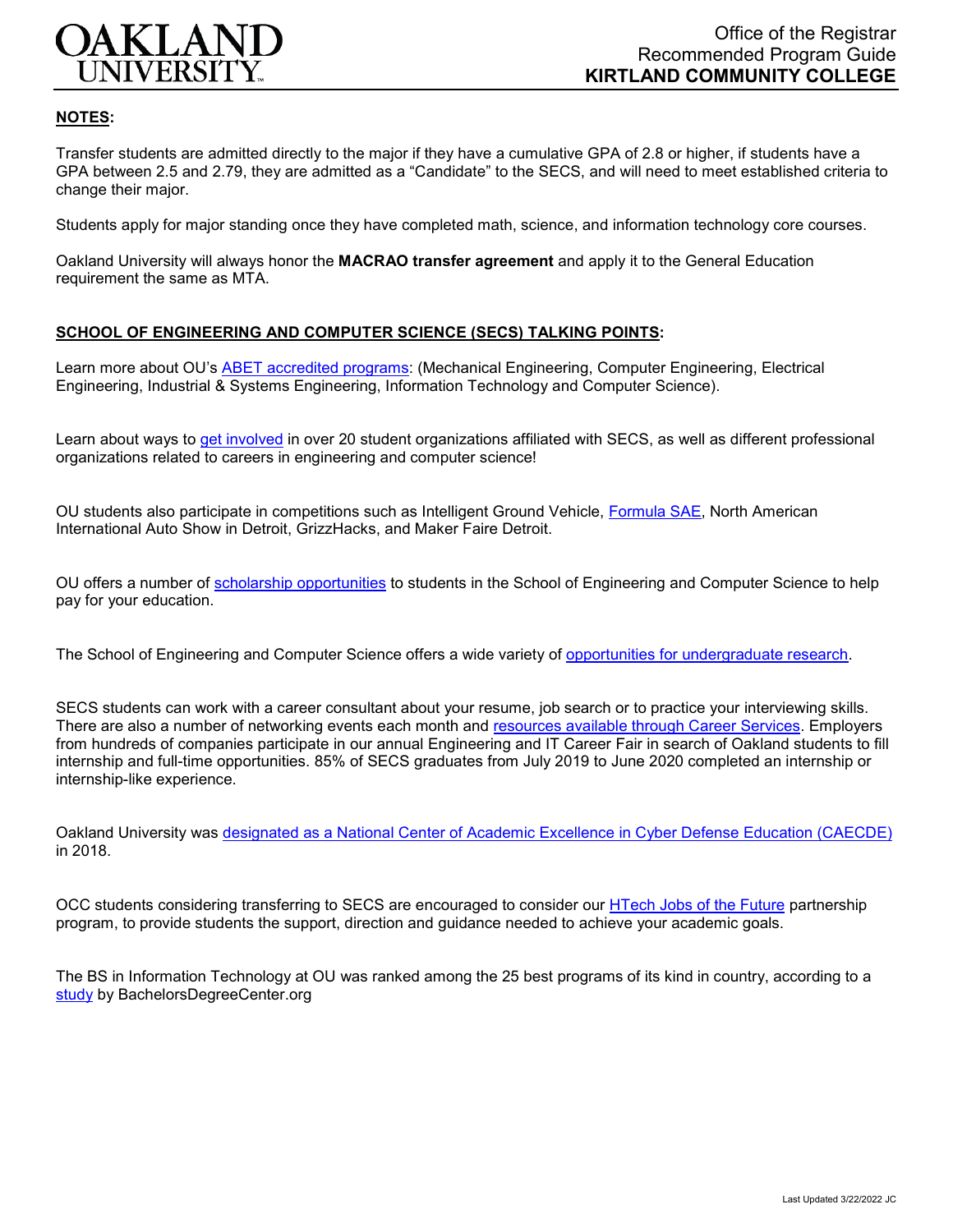**NOTES:**

Transfer students are admitted directly to the major if they have a cumulative GPA of 2.8 or higher, if students have a GPA between 2.5 and 2.79, they are admitted as a "Candidate" to the SECS, and will need to meet established criteria to change their major.

Students apply for major standing once they have completed math, science, and information technology core courses.

Oakland University will always honor the **MACRAO transfer agreement** and apply it to the General Education requirement the same as MTA.

**SCHOOL OF ENGINEERING AND COMPUTER SCIENCE (SECS) TALKING POINTS:**

Learn more about OU's ABET accredited programs: (Mechanical Engineering, Computer Engineering, Electrical Engineering, Industrial & Systems Engineering, Information Technology and Computer Science).

Learn about ways to get involved in over 20 student organizations affiliated with SECS, as well as different professional organizations related to careers in engineering and computer science!

OU students also participate in competitions such as Intelligent Ground Vehicle, Formula SAE, North American International Auto Show in Detroit, GrizzHacks, and Maker Faire Detroit.

OU offers a number of scholarship opportunities to students in the School of Engineering and Computer Science to help pay for your education.

The School of Engineering and Computer Science offers a wide variety of opportunities for undergraduate research.

SECS students can work with a career consultant about your resume, job search or to practice your interviewing skills. There are also a number of networking events each month and resources available through Career Services. Employers from hundreds of companies participate in our annual Engineering and IT Career Fair in search of Oakland students to fill internship and full-time opportunities. 85% of SECS graduates from July 2019 to June 2020 completed an internship or internship-like experience.

Oakland University was designated as a National Center of Academic Excellence in Cyber Defense Education (CAECDE) in 2018.

OCC students considering transferring to SECS are encouraged to consider our HTech Jobs of the Future partnership program, to provide students the support, direction and guidance needed to achieve your academic goals.

The BS in Information Technology at OU was ranked among the 25 best programs of its kind in country, according to a study by BachelorsDegreeCenter.org

Last Updated 3/22/2022 JC